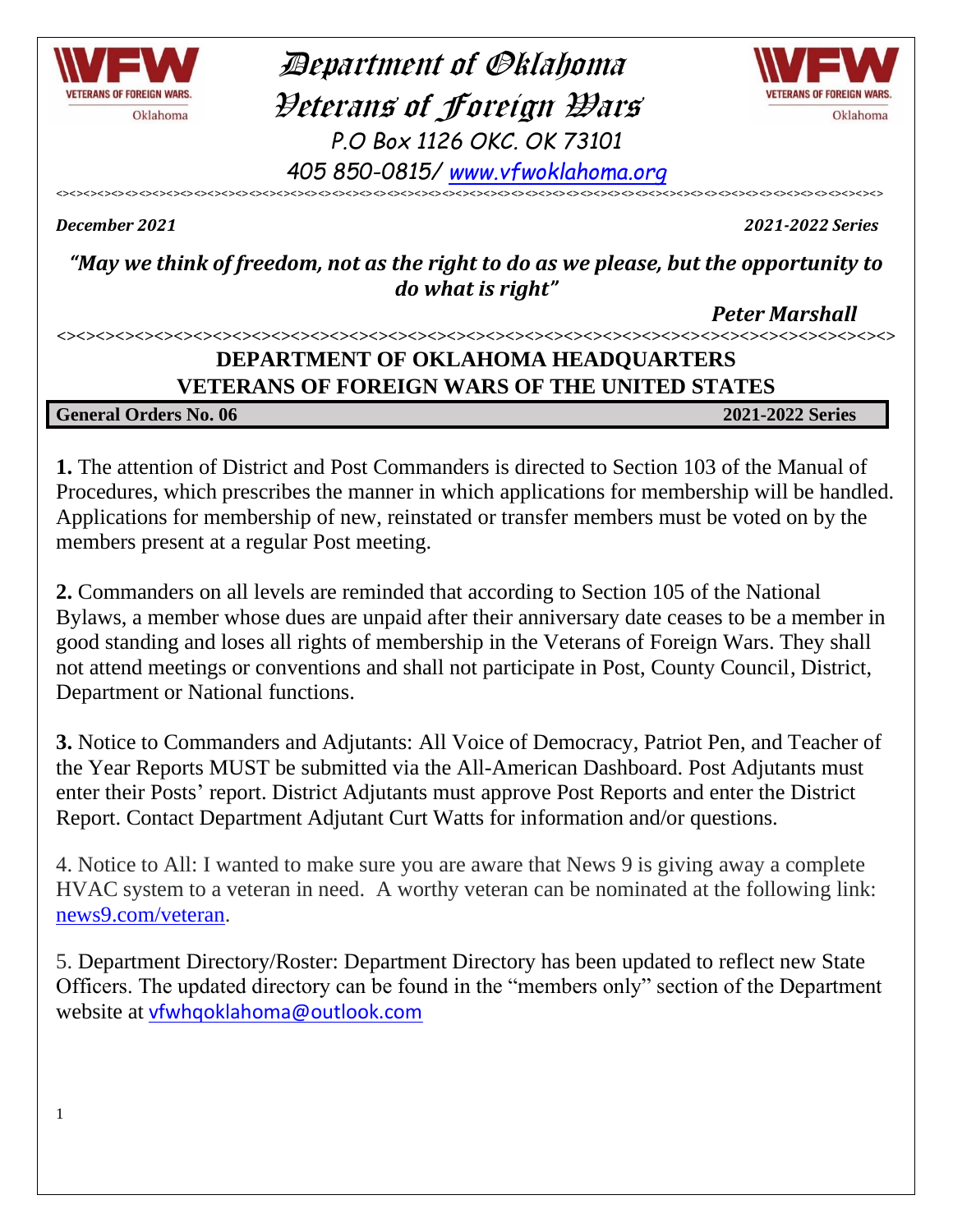# Department of Oklahoma
# Veterans of Foreign Wars

*P.O Box 1126 OKC. OK 73101*

*405 850-0815/ www.vfwoklahoma.org*

<><><><><><><><><><><><><><><><><><><><><><><><><><><><><><><><><><><><><><><><><><><><><><><><><><><>

***December 2021*** ***2021-2022 Series***

***"May we think of freedom, not as the right to do as we please, but the opportunity to do what is right"***

***Peter Marshall***

<><><><><><><><><><><><><><><><><><><><><><><><><><><><><><><><><><><><><><><><><>

## DEPARTMENT OF OKLAHOMA HEADQUARTERS
## VETERANS OF FOREIGN WARS OF THE UNITED STATES

**General Orders No. 06** **2021-2022 Series**

**1.** The attention of District and Post Commanders is directed to Section 103 of the Manual of Procedures, which prescribes the manner in which applications for membership will be handled. Applications for membership of new, reinstated or transfer members must be voted on by the members present at a regular Post meeting.

**2.** Commanders on all levels are reminded that according to Section 105 of the National Bylaws, a member whose dues are unpaid after their anniversary date ceases to be a member in good standing and loses all rights of membership in the Veterans of Foreign Wars. They shall not attend meetings or conventions and shall not participate in Post, County Council, District, Department or National functions.

**3.** Notice to Commanders and Adjutants: All Voice of Democracy, Patriot Pen, and Teacher of the Year Reports MUST be submitted via the All-American Dashboard. Post Adjutants must enter their Posts' report. District Adjutants must approve Post Reports and enter the District Report. Contact Department Adjutant Curt Watts for information and/or questions.

4. Notice to All: I wanted to make sure you are aware that News 9 is giving away a complete HVAC system to a veteran in need. A worthy veteran can be nominated at the following link: news9.com/veteran.

5. Department Directory/Roster: Department Directory has been updated to reflect new State Officers. The updated directory can be found in the "members only" section of the Department website at vfwhqoklahoma@outlook.com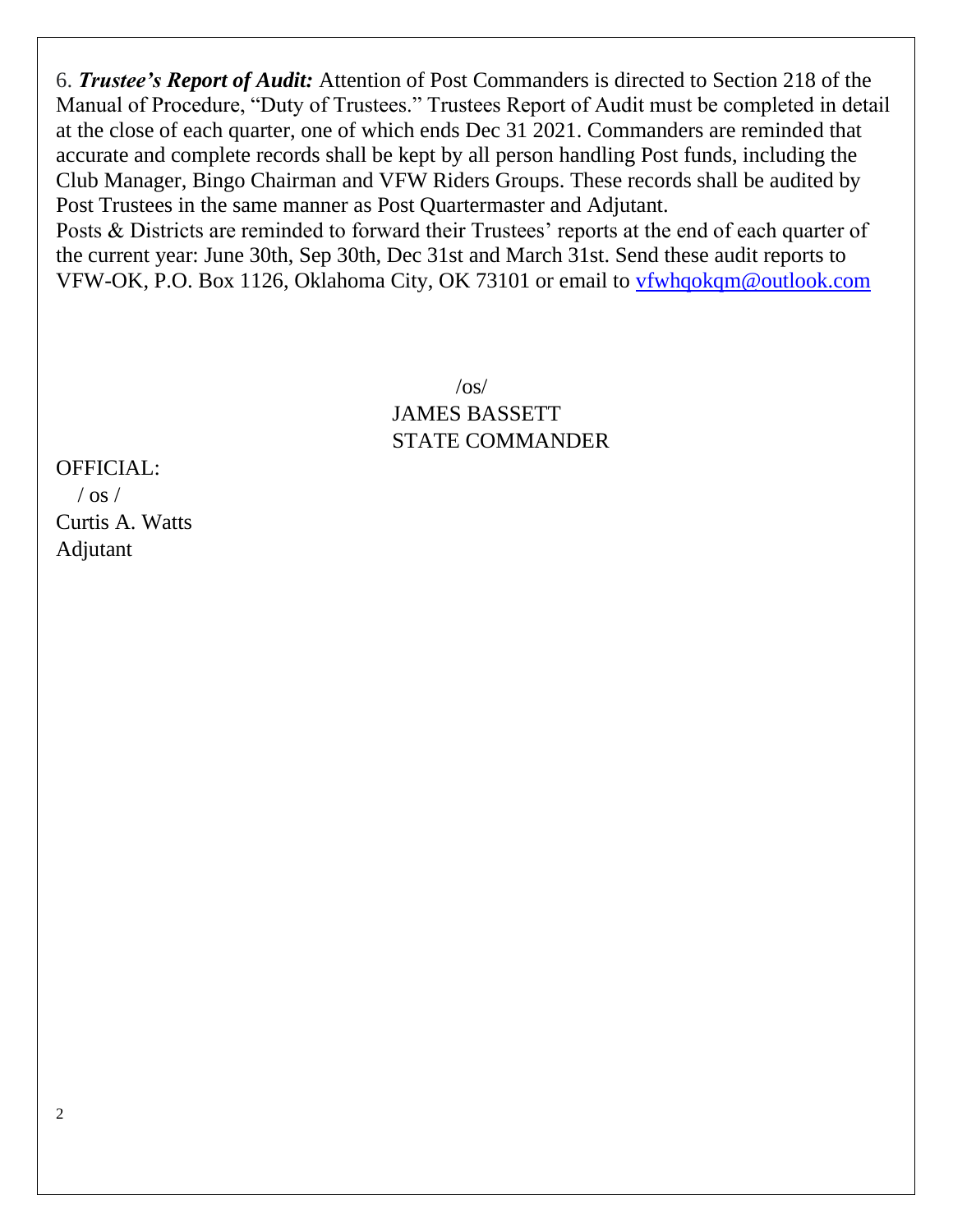6. ***Trustee's Report of Audit:*** Attention of Post Commanders is directed to Section 218 of the Manual of Procedure, "Duty of Trustees." Trustees Report of Audit must be completed in detail at the close of each quarter, one of which ends Dec 31 2021. Commanders are reminded that accurate and complete records shall be kept by all person handling Post funds, including the Club Manager, Bingo Chairman and VFW Riders Groups. These records shall be audited by Post Trustees in the same manner as Post Quartermaster and Adjutant.
Posts & Districts are reminded to forward their Trustees' reports at the end of each quarter of the current year: June 30th, Sep 30th, Dec 31st and March 31st. Send these audit reports to VFW-OK, P.O. Box 1126, Oklahoma City, OK 73101 or email to vfwhqokqm@outlook.com

/os/
JAMES BASSETT
STATE COMMANDER

OFFICIAL:
/ os /
Curtis A. Watts
Adjutant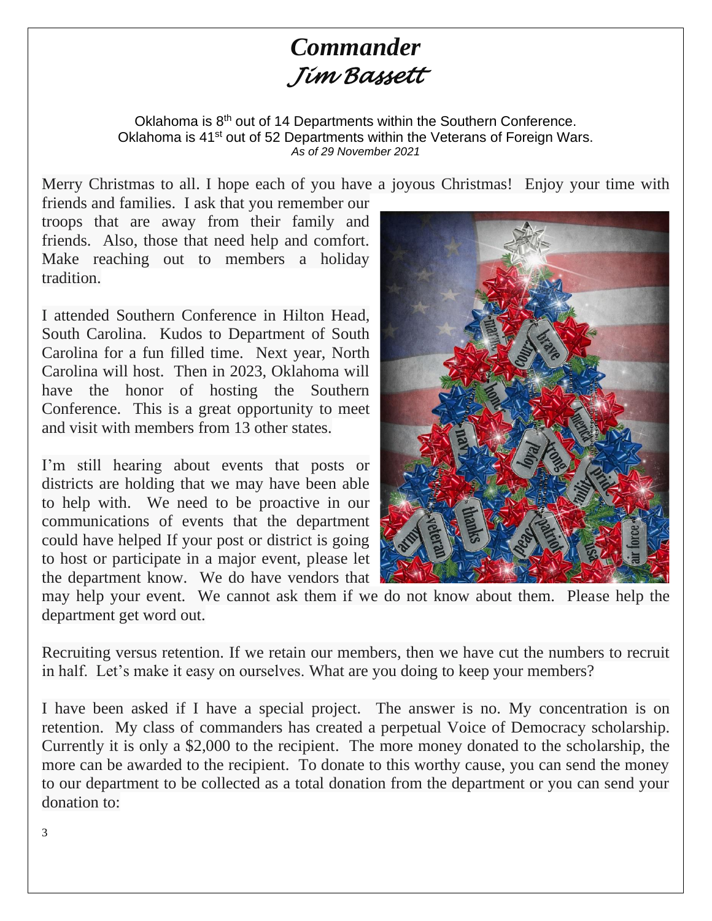# *Commander*
# *Jim Bassett*

Oklahoma is 8th out of 14 Departments within the Southern Conference.
Oklahoma is 41st out of 52 Departments within the Veterans of Foreign Wars.
*As of 29 November 2021*

Merry Christmas to all. I hope each of you have a joyous Christmas! Enjoy your time with friends and families. I ask that you remember our troops that are away from their family and friends. Also, those that need help and comfort. Make reaching out to members a holiday tradition.

I attended Southern Conference in Hilton Head, South Carolina. Kudos to Department of South Carolina for a fun filled time. Next year, North Carolina will host. Then in 2023, Oklahoma will have the honor of hosting the Southern Conference. This is a great opportunity to meet and visit with members from 13 other states.

I'm still hearing about events that posts or districts are holding that we may have been able to help with. We need to be proactive in our communications of events that the department could have helped If your post or district is going to host or participate in a major event, please let the department know. We do have vendors that may help your event. We cannot ask them if we do not know about them. Please help the department get word out.

Recruiting versus retention. If we retain our members, then we have cut the numbers to recruit in half. Let's make it easy on ourselves. What are you doing to keep your members?

I have been asked if I have a special project. The answer is no. My concentration is on retention. My class of commanders has created a perpetual Voice of Democracy scholarship. Currently it is only a $2,000 to the recipient. The more money donated to the scholarship, the more can be awarded to the recipient. To donate to this worthy cause, you can send the money to our department to be collected as a total donation from the department or you can send your donation to: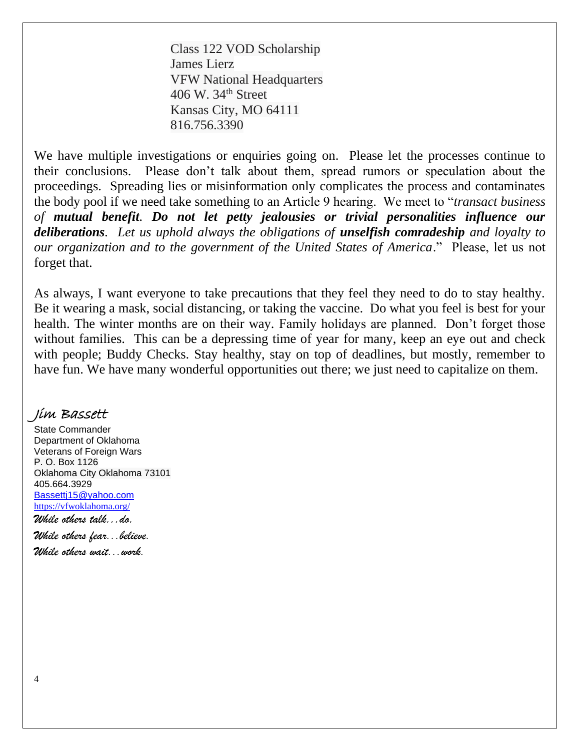Class 122 VOD Scholarship
James Lierz
VFW National Headquarters
406 W. 34th Street
Kansas City, MO 64111
816.756.3390

We have multiple investigations or enquiries going on. Please let the processes continue to their conclusions. Please don't talk about them, spread rumors or speculation about the proceedings. Spreading lies or misinformation only complicates the process and contaminates the body pool if we need take something to an Article 9 hearing. We meet to "*transact business of **mutual benefit**. **Do not let petty jealousies or trivial personalities influence our deliberations**. Let us uphold always the obligations of **unselfish comradeship** and loyalty to our organization and to the government of the United States of America*." Please, let us not forget that.

As always, I want everyone to take precautions that they feel they need to do to stay healthy. Be it wearing a mask, social distancing, or taking the vaccine. Do what you feel is best for your health. The winter months are on their way. Family holidays are planned. Don't forget those without families. This can be a depressing time of year for many, keep an eye out and check with people; Buddy Checks. Stay healthy, stay on top of deadlines, but mostly, remember to have fun. We have many wonderful opportunities out there; we just need to capitalize on them.

*Jim Bassett*
State Commander
Department of Oklahoma
Veterans of Foreign Wars
P. O. Box 1126
Oklahoma City Oklahoma 73101
405.664.3929
Bassettj15@yahoo.com
https://vfwoklahoma.org/

*While others talk…do.*

*While others fear…believe.*

*While others wait…work.*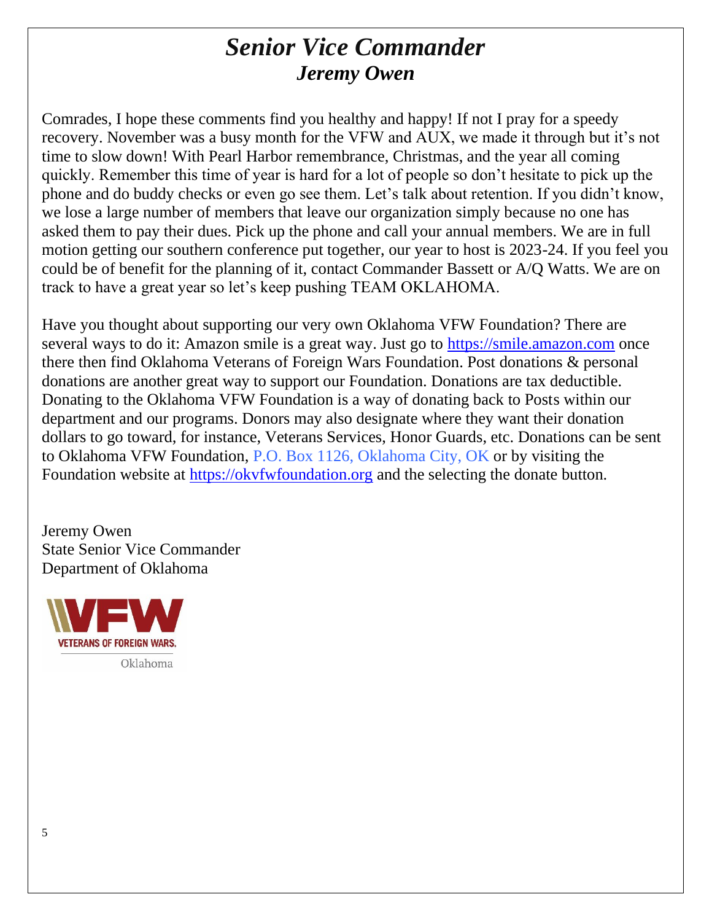# *Senior Vice Commander*
## *Jeremy Owen*

Comrades, I hope these comments find you healthy and happy! If not I pray for a speedy recovery. November was a busy month for the VFW and AUX, we made it through but it's not time to slow down! With Pearl Harbor remembrance, Christmas, and the year all coming quickly. Remember this time of year is hard for a lot of people so don't hesitate to pick up the phone and do buddy checks or even go see them. Let's talk about retention. If you didn't know, we lose a large number of members that leave our organization simply because no one has asked them to pay their dues. Pick up the phone and call your annual members. We are in full motion getting our southern conference put together, our year to host is 2023-24. If you feel you could be of benefit for the planning of it, contact Commander Bassett or A/Q Watts. We are on track to have a great year so let's keep pushing TEAM OKLAHOMA.

Have you thought about supporting our very own Oklahoma VFW Foundation? There are several ways to do it: Amazon smile is a great way. Just go to https://smile.amazon.com once there then find Oklahoma Veterans of Foreign Wars Foundation. Post donations & personal donations are another great way to support our Foundation. Donations are tax deductible. Donating to the Oklahoma VFW Foundation is a way of donating back to Posts within our department and our programs. Donors may also designate where they want their donation dollars to go toward, for instance, Veterans Services, Honor Guards, etc. Donations can be sent to Oklahoma VFW Foundation, P.O. Box 1126, Oklahoma City, OK or by visiting the Foundation website at https://okvfwfoundation.org and the selecting the donate button.

Jeremy Owen
State Senior Vice Commander
Department of Oklahoma

VFW
VETERANS OF FOREIGN WARS.
Oklahoma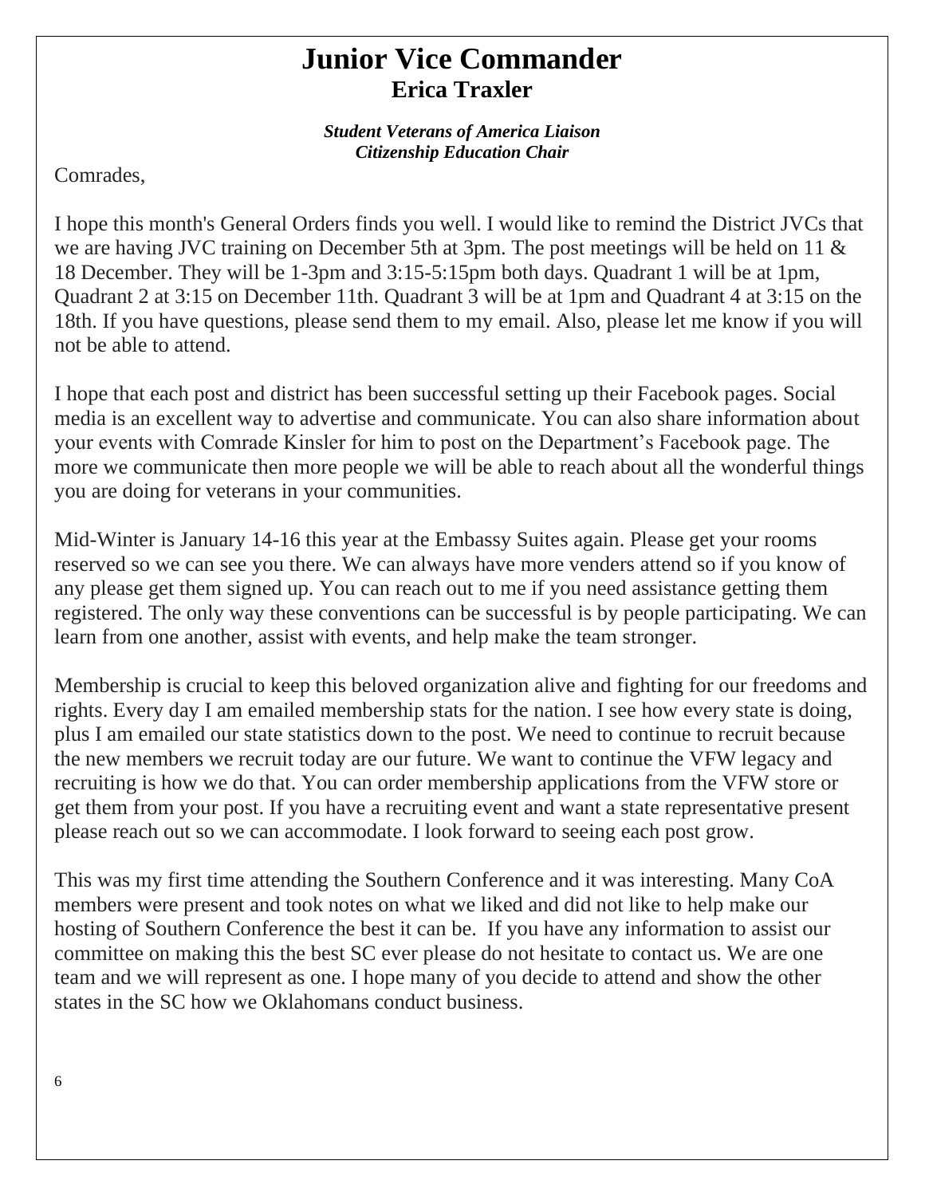# Junior Vice Commander

## Erica Traxler

***Student Veterans of America Liaison***
***Citizenship Education Chair***

Comrades,

I hope this month's General Orders finds you well. I would like to remind the District JVCs that we are having JVC training on December 5th at 3pm. The post meetings will be held on 11 & 18 December. They will be 1-3pm and 3:15-5:15pm both days. Quadrant 1 will be at 1pm, Quadrant 2 at 3:15 on December 11th. Quadrant 3 will be at 1pm and Quadrant 4 at 3:15 on the 18th. If you have questions, please send them to my email. Also, please let me know if you will not be able to attend.

I hope that each post and district has been successful setting up their Facebook pages. Social media is an excellent way to advertise and communicate. You can also share information about your events with Comrade Kinsler for him to post on the Department's Facebook page. The more we communicate then more people we will be able to reach about all the wonderful things you are doing for veterans in your communities.

Mid-Winter is January 14-16 this year at the Embassy Suites again. Please get your rooms reserved so we can see you there. We can always have more venders attend so if you know of any please get them signed up. You can reach out to me if you need assistance getting them registered. The only way these conventions can be successful is by people participating. We can learn from one another, assist with events, and help make the team stronger.

Membership is crucial to keep this beloved organization alive and fighting for our freedoms and rights. Every day I am emailed membership stats for the nation. I see how every state is doing, plus I am emailed our state statistics down to the post. We need to continue to recruit because the new members we recruit today are our future. We want to continue the VFW legacy and recruiting is how we do that. You can order membership applications from the VFW store or get them from your post. If you have a recruiting event and want a state representative present please reach out so we can accommodate. I look forward to seeing each post grow.

This was my first time attending the Southern Conference and it was interesting. Many CoA members were present and took notes on what we liked and did not like to help make our hosting of Southern Conference the best it can be. If you have any information to assist our committee on making this the best SC ever please do not hesitate to contact us. We are one team and we will represent as one. I hope many of you decide to attend and show the other states in the SC how we Oklahomans conduct business.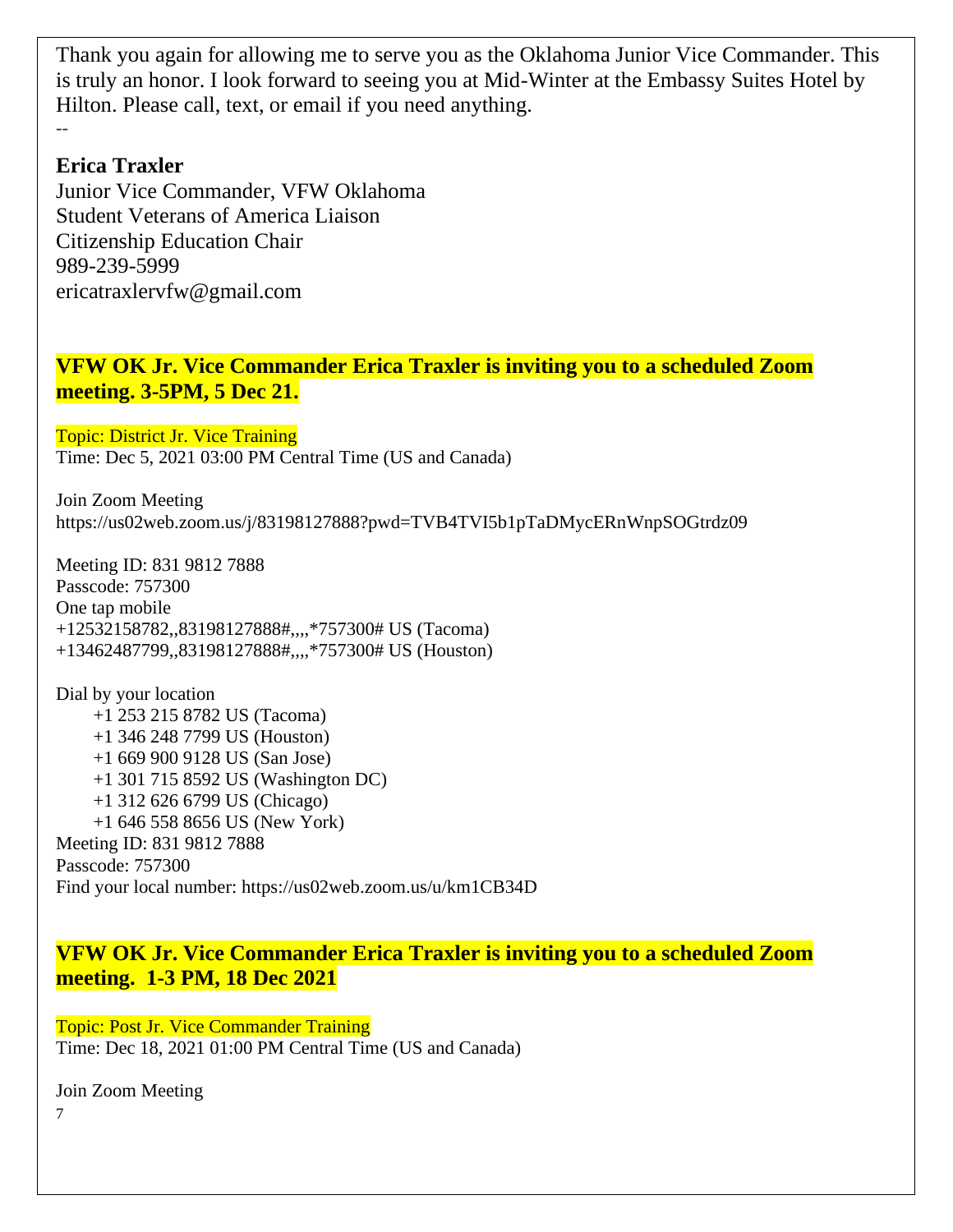Thank you again for allowing me to serve you as the Oklahoma Junior Vice Commander. This is truly an honor. I look forward to seeing you at Mid-Winter at the Embassy Suites Hotel by Hilton. Please call, text, or email if you need anything.

--

**Erica Traxler**
Junior Vice Commander, VFW Oklahoma
Student Veterans of America Liaison
Citizenship Education Chair
989-239-5999
ericatraxlervfw@gmail.com

**VFW OK Jr. Vice Commander Erica Traxler is inviting you to a scheduled Zoom meeting. 3-5PM, 5 Dec 21.**

Topic: District Jr. Vice Training
Time: Dec 5, 2021 03:00 PM Central Time (US and Canada)

Join Zoom Meeting
https://us02web.zoom.us/j/83198127888?pwd=TVB4TVI5b1pTaDMycERnWnpSOGtrdz09

Meeting ID: 831 9812 7888
Passcode: 757300
One tap mobile
+12532158782,,83198127888#,,,,*757300# US (Tacoma)
+13462487799,,83198127888#,,,,*757300# US (Houston)

Dial by your location
+1 253 215 8782 US (Tacoma)
+1 346 248 7799 US (Houston)
+1 669 900 9128 US (San Jose)
+1 301 715 8592 US (Washington DC)
+1 312 626 6799 US (Chicago)
+1 646 558 8656 US (New York)
Meeting ID: 831 9812 7888
Passcode: 757300
Find your local number: https://us02web.zoom.us/u/km1CB34D

**VFW OK Jr. Vice Commander Erica Traxler is inviting you to a scheduled Zoom meeting. 1-3 PM, 18 Dec 2021**

Topic: Post Jr. Vice Commander Training
Time: Dec 18, 2021 01:00 PM Central Time (US and Canada)

Join Zoom Meeting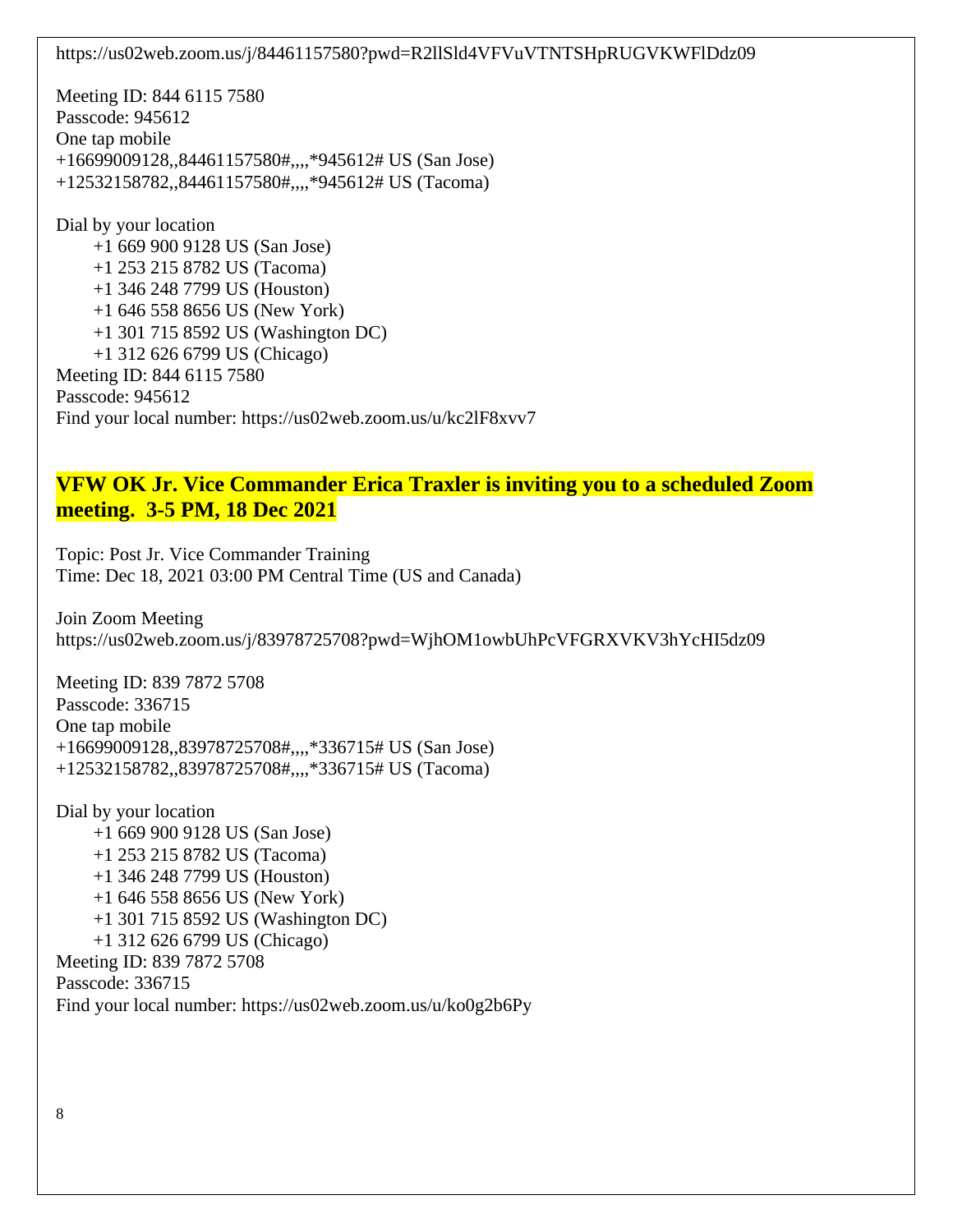https://us02web.zoom.us/j/84461157580?pwd=R2llSld4VFVuVTNTSHpRUGVKWFlDdz09

Meeting ID: 844 6115 7580
Passcode: 945612
One tap mobile
+16699009128,,84461157580#,,,,*945612# US (San Jose)
+12532158782,,84461157580#,,,,*945612# US (Tacoma)

Dial by your location
+1 669 900 9128 US (San Jose)
+1 253 215 8782 US (Tacoma)
+1 346 248 7799 US (Houston)
+1 646 558 8656 US (New York)
+1 301 715 8592 US (Washington DC)
+1 312 626 6799 US (Chicago)
Meeting ID: 844 6115 7580
Passcode: 945612
Find your local number: https://us02web.zoom.us/u/kc2lF8xvv7

**VFW OK Jr. Vice Commander Erica Traxler is inviting you to a scheduled Zoom meeting. 3-5 PM, 18 Dec 2021**

Topic: Post Jr. Vice Commander Training
Time: Dec 18, 2021 03:00 PM Central Time (US and Canada)

Join Zoom Meeting
https://us02web.zoom.us/j/83978725708?pwd=WjhOM1owbUhPcVFGRXVKV3hYcHI5dz09

Meeting ID: 839 7872 5708
Passcode: 336715
One tap mobile
+16699009128,,83978725708#,,,,*336715# US (San Jose)
+12532158782,,83978725708#,,,,*336715# US (Tacoma)

Dial by your location
+1 669 900 9128 US (San Jose)
+1 253 215 8782 US (Tacoma)
+1 346 248 7799 US (Houston)
+1 646 558 8656 US (New York)
+1 301 715 8592 US (Washington DC)
+1 312 626 6799 US (Chicago)
Meeting ID: 839 7872 5708
Passcode: 336715
Find your local number: https://us02web.zoom.us/u/ko0g2b6Py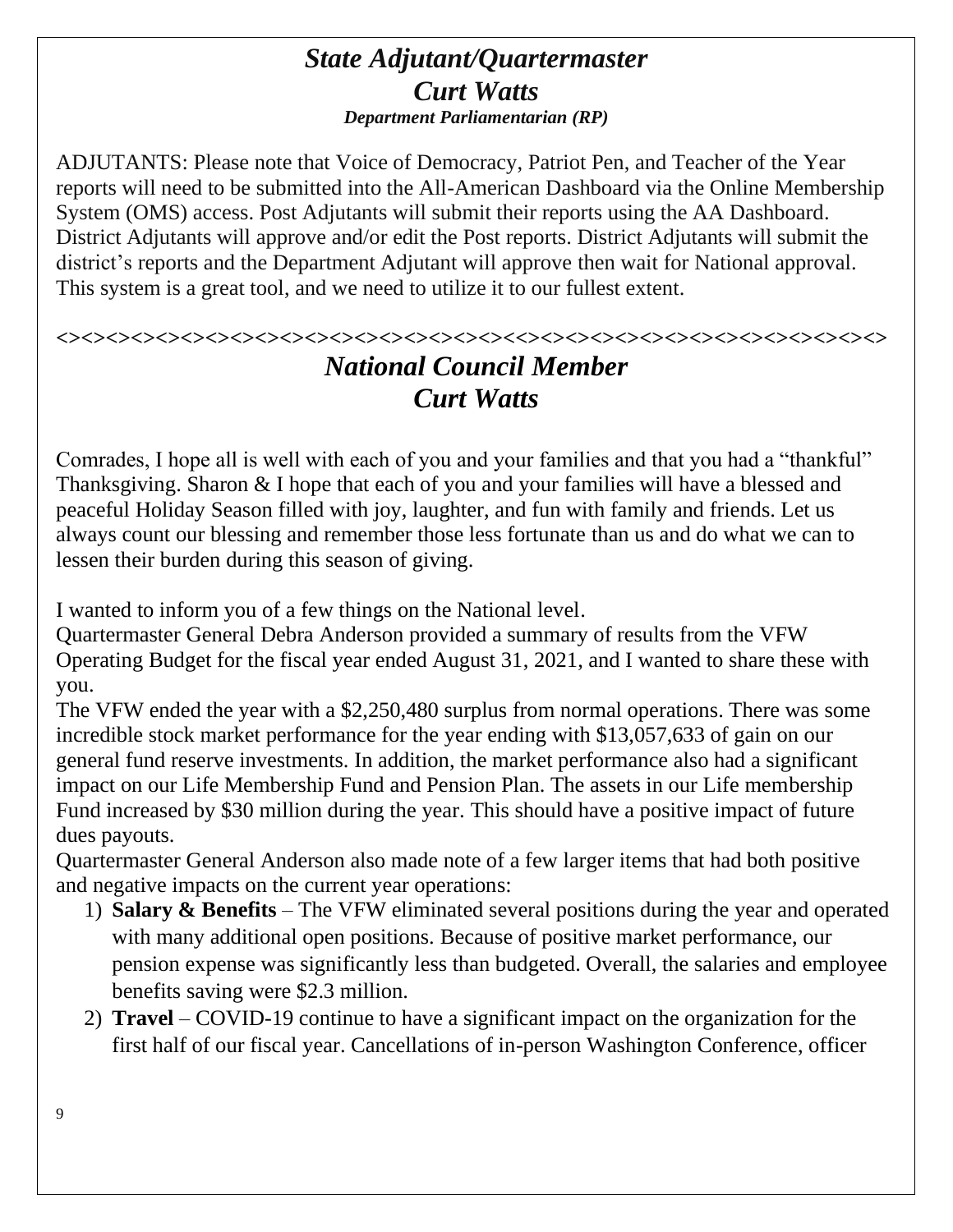## *State Adjutant/Quartermaster*
## *Curt Watts*
***Department Parliamentarian (RP)***

ADJUTANTS: Please note that Voice of Democracy, Patriot Pen, and Teacher of the Year reports will need to be submitted into the All-American Dashboard via the Online Membership System (OMS) access. Post Adjutants will submit their reports using the AA Dashboard. District Adjutants will approve and/or edit the Post reports. District Adjutants will submit the district's reports and the Department Adjutant will approve then wait for National approval. This system is a great tool, and we need to utilize it to our fullest extent.

<><><><><><><><><><><><><><><><><><><><><><><><><><><><><><><><><><><><><><><><><><><>

## *National Council Member*
## *Curt Watts*

Comrades, I hope all is well with each of you and your families and that you had a "thankful" Thanksgiving. Sharon & I hope that each of you and your families will have a blessed and peaceful Holiday Season filled with joy, laughter, and fun with family and friends. Let us always count our blessing and remember those less fortunate than us and do what we can to lessen their burden during this season of giving.

I wanted to inform you of a few things on the National level.

Quartermaster General Debra Anderson provided a summary of results from the VFW Operating Budget for the fiscal year ended August 31, 2021, and I wanted to share these with you.

The VFW ended the year with a $2,250,480 surplus from normal operations. There was some incredible stock market performance for the year ending with $13,057,633 of gain on our general fund reserve investments. In addition, the market performance also had a significant impact on our Life Membership Fund and Pension Plan. The assets in our Life membership Fund increased by $30 million during the year. This should have a positive impact of future dues payouts.

Quartermaster General Anderson also made note of a few larger items that had both positive and negative impacts on the current year operations:

1) **Salary & Benefits** – The VFW eliminated several positions during the year and operated with many additional open positions. Because of positive market performance, our pension expense was significantly less than budgeted. Overall, the salaries and employee benefits saving were $2.3 million.
2) **Travel** – COVID-19 continue to have a significant impact on the organization for the first half of our fiscal year. Cancellations of in-person Washington Conference, officer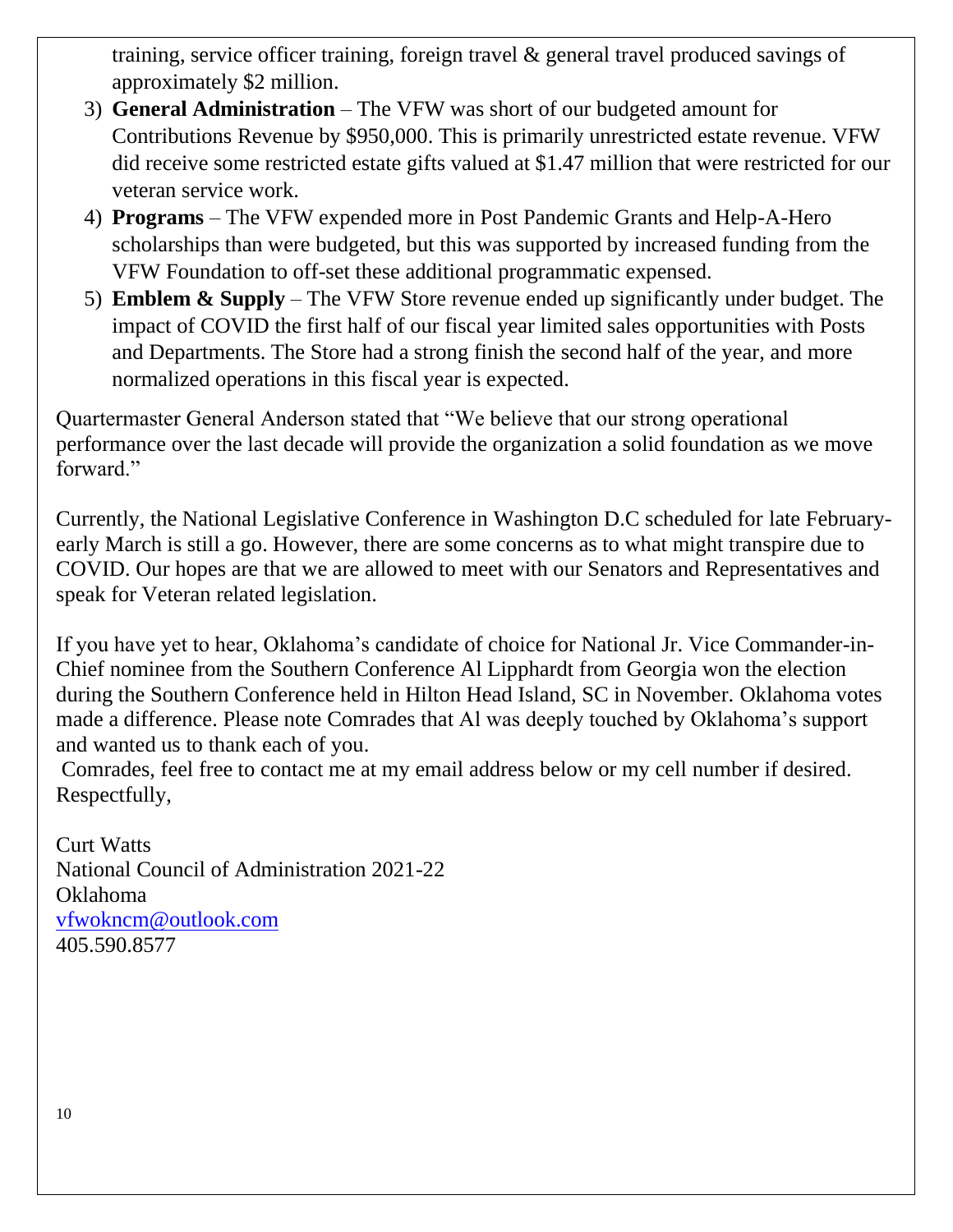training, service officer training, foreign travel & general travel produced savings of approximately $2 million.

3) **General Administration** – The VFW was short of our budgeted amount for Contributions Revenue by $950,000. This is primarily unrestricted estate revenue. VFW did receive some restricted estate gifts valued at $1.47 million that were restricted for our veteran service work.
4) **Programs** – The VFW expended more in Post Pandemic Grants and Help-A-Hero scholarships than were budgeted, but this was supported by increased funding from the VFW Foundation to off-set these additional programmatic expensed.
5) **Emblem & Supply** – The VFW Store revenue ended up significantly under budget. The impact of COVID the first half of our fiscal year limited sales opportunities with Posts and Departments. The Store had a strong finish the second half of the year, and more normalized operations in this fiscal year is expected.

Quartermaster General Anderson stated that "We believe that our strong operational performance over the last decade will provide the organization a solid foundation as we move forward."

Currently, the National Legislative Conference in Washington D.C scheduled for late February-early March is still a go. However, there are some concerns as to what might transpire due to COVID. Our hopes are that we are allowed to meet with our Senators and Representatives and speak for Veteran related legislation.

If you have yet to hear, Oklahoma's candidate of choice for National Jr. Vice Commander-in-Chief nominee from the Southern Conference Al Lipphardt from Georgia won the election during the Southern Conference held in Hilton Head Island, SC in November. Oklahoma votes made a difference. Please note Comrades that Al was deeply touched by Oklahoma's support and wanted us to thank each of you.

Comrades, feel free to contact me at my email address below or my cell number if desired.
Respectfully,

Curt Watts
National Council of Administration 2021-22
Oklahoma
vfwokncm@outlook.com
405.590.8577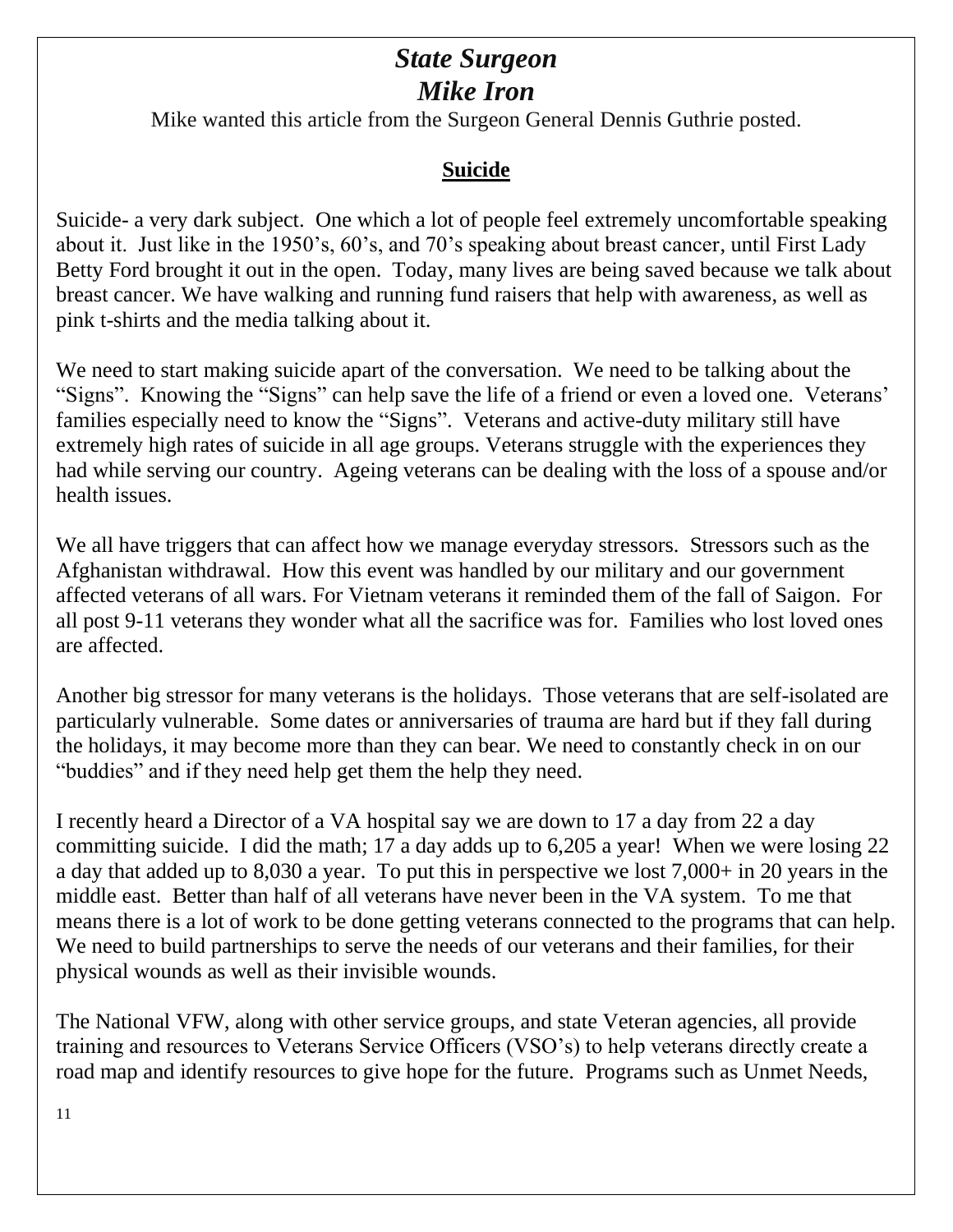# *State Surgeon*
# *Mike Iron*

Mike wanted this article from the Surgeon General Dennis Guthrie posted.

## Suicide

Suicide- a very dark subject. One which a lot of people feel extremely uncomfortable speaking about it. Just like in the 1950's, 60's, and 70's speaking about breast cancer, until First Lady Betty Ford brought it out in the open. Today, many lives are being saved because we talk about breast cancer. We have walking and running fund raisers that help with awareness, as well as pink t-shirts and the media talking about it.

We need to start making suicide apart of the conversation. We need to be talking about the "Signs". Knowing the "Signs" can help save the life of a friend or even a loved one. Veterans' families especially need to know the "Signs". Veterans and active-duty military still have extremely high rates of suicide in all age groups. Veterans struggle with the experiences they had while serving our country. Ageing veterans can be dealing with the loss of a spouse and/or health issues.

We all have triggers that can affect how we manage everyday stressors. Stressors such as the Afghanistan withdrawal. How this event was handled by our military and our government affected veterans of all wars. For Vietnam veterans it reminded them of the fall of Saigon. For all post 9-11 veterans they wonder what all the sacrifice was for. Families who lost loved ones are affected.

Another big stressor for many veterans is the holidays. Those veterans that are self-isolated are particularly vulnerable. Some dates or anniversaries of trauma are hard but if they fall during the holidays, it may become more than they can bear. We need to constantly check in on our "buddies" and if they need help get them the help they need.

I recently heard a Director of a VA hospital say we are down to 17 a day from 22 a day committing suicide. I did the math; 17 a day adds up to 6,205 a year! When we were losing 22 a day that added up to 8,030 a year. To put this in perspective we lost 7,000+ in 20 years in the middle east. Better than half of all veterans have never been in the VA system. To me that means there is a lot of work to be done getting veterans connected to the programs that can help. We need to build partnerships to serve the needs of our veterans and their families, for their physical wounds as well as their invisible wounds.

The National VFW, along with other service groups, and state Veteran agencies, all provide training and resources to Veterans Service Officers (VSO's) to help veterans directly create a road map and identify resources to give hope for the future. Programs such as Unmet Needs,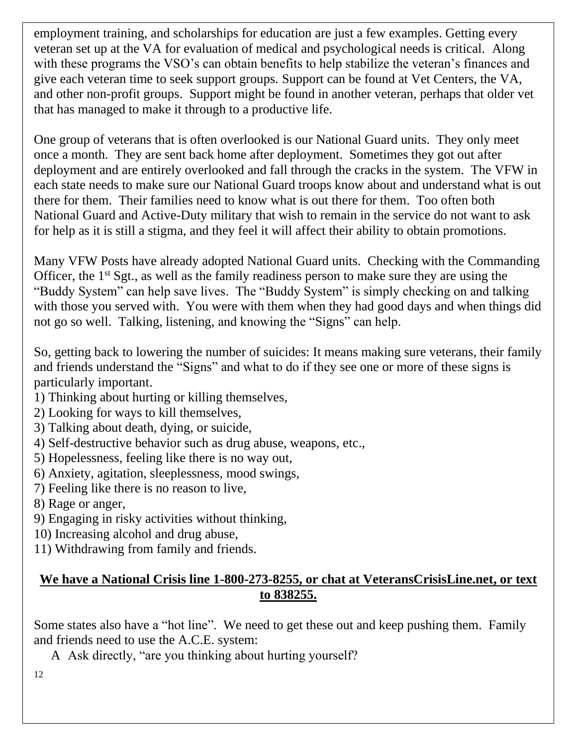employment training, and scholarships for education are just a few examples. Getting every veteran set up at the VA for evaluation of medical and psychological needs is critical. Along with these programs the VSO's can obtain benefits to help stabilize the veteran's finances and give each veteran time to seek support groups. Support can be found at Vet Centers, the VA, and other non-profit groups. Support might be found in another veteran, perhaps that older vet that has managed to make it through to a productive life.

One group of veterans that is often overlooked is our National Guard units. They only meet once a month. They are sent back home after deployment. Sometimes they got out after deployment and are entirely overlooked and fall through the cracks in the system. The VFW in each state needs to make sure our National Guard troops know about and understand what is out there for them. Their families need to know what is out there for them. Too often both National Guard and Active-Duty military that wish to remain in the service do not want to ask for help as it is still a stigma, and they feel it will affect their ability to obtain promotions.

Many VFW Posts have already adopted National Guard units. Checking with the Commanding Officer, the 1st Sgt., as well as the family readiness person to make sure they are using the "Buddy System" can help save lives. The "Buddy System" is simply checking on and talking with those you served with. You were with them when they had good days and when things did not go so well. Talking, listening, and knowing the "Signs" can help.

So, getting back to lowering the number of suicides: It means making sure veterans, their family and friends understand the "Signs" and what to do if they see one or more of these signs is particularly important.

1) Thinking about hurting or killing themselves,
2) Looking for ways to kill themselves,
3) Talking about death, dying, or suicide,
4) Self-destructive behavior such as drug abuse, weapons, etc.,
5) Hopelessness, feeling like there is no way out,
6) Anxiety, agitation, sleeplessness, mood swings,
7) Feeling like there is no reason to live,
8) Rage or anger,
9) Engaging in risky activities without thinking,
10) Increasing alcohol and drug abuse,
11) Withdrawing from family and friends.

**We have a National Crisis line 1-800-273-8255, or chat at VeteransCrisisLine.net, or text to 838255.**

Some states also have a "hot line". We need to get these out and keep pushing them. Family and friends need to use the A.C.E. system:

A Ask directly, "are you thinking about hurting yourself?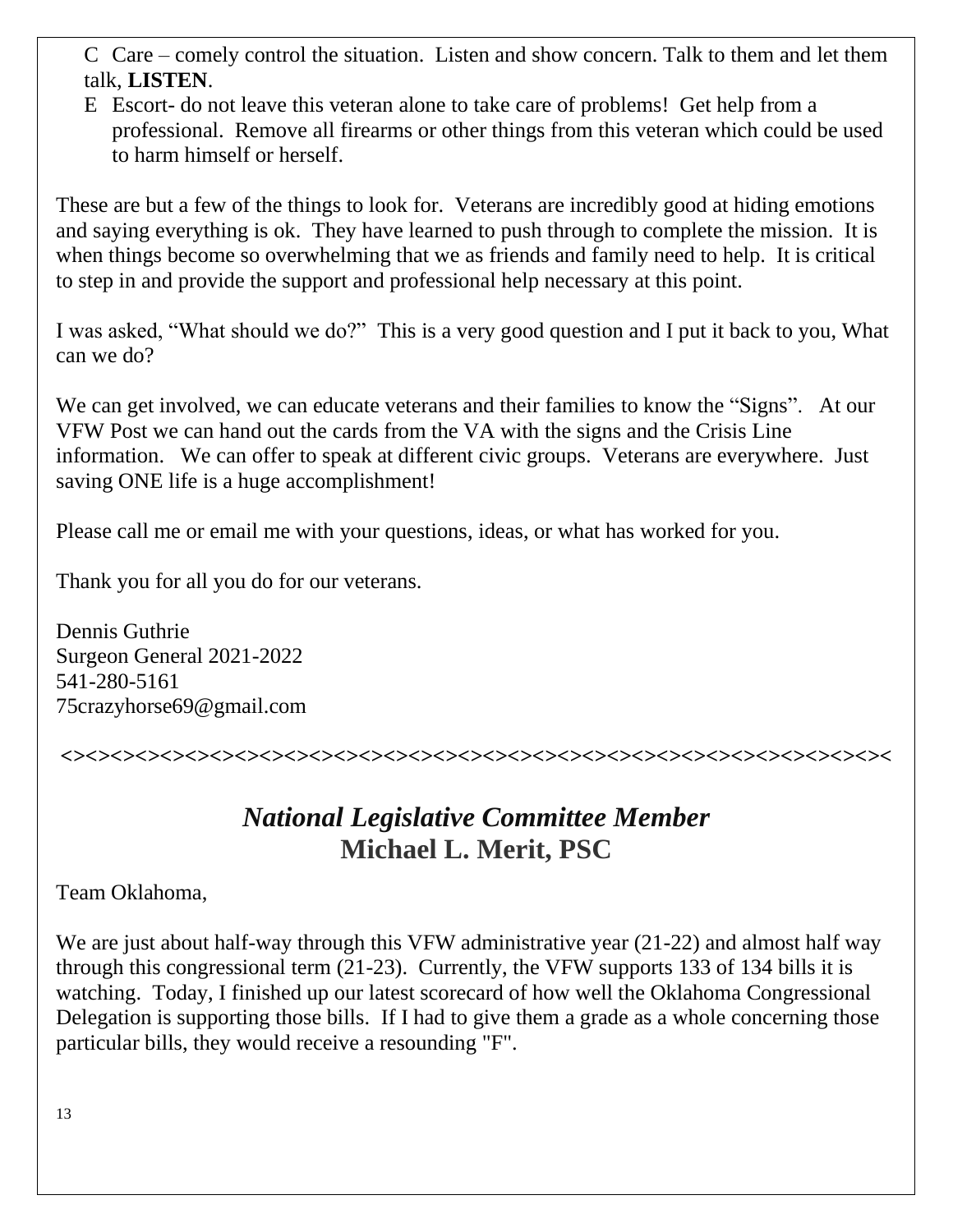C Care – comely control the situation. Listen and show concern. Talk to them and let them talk, **LISTEN**.

E Escort- do not leave this veteran alone to take care of problems! Get help from a professional. Remove all firearms or other things from this veteran which could be used to harm himself or herself.

These are but a few of the things to look for. Veterans are incredibly good at hiding emotions and saying everything is ok. They have learned to push through to complete the mission. It is when things become so overwhelming that we as friends and family need to help. It is critical to step in and provide the support and professional help necessary at this point.

I was asked, "What should we do?" This is a very good question and I put it back to you, What can we do?

We can get involved, we can educate veterans and their families to know the "Signs". At our VFW Post we can hand out the cards from the VA with the signs and the Crisis Line information. We can offer to speak at different civic groups. Veterans are everywhere. Just saving ONE life is a huge accomplishment!

Please call me or email me with your questions, ideas, or what has worked for you.

Thank you for all you do for our veterans.

Dennis Guthrie
Surgeon General 2021-2022
541-280-5161
75crazyhorse69@gmail.com

<><><><><><><><><><><><><><><><><><><><><><><><><><><><><><><><><>

## *National Legislative Committee Member*
## **Michael L. Merit, PSC**

Team Oklahoma,

We are just about half-way through this VFW administrative year (21-22) and almost half way through this congressional term (21-23). Currently, the VFW supports 133 of 134 bills it is watching. Today, I finished up our latest scorecard of how well the Oklahoma Congressional Delegation is supporting those bills. If I had to give them a grade as a whole concerning those particular bills, they would receive a resounding "F".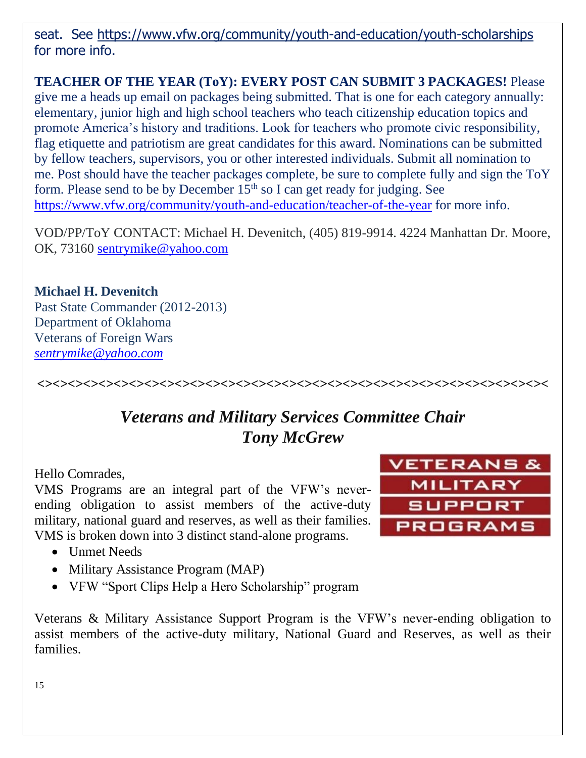seat. See https://www.vfw.org/community/youth-and-education/youth-scholarships for more info.

**TEACHER OF THE YEAR (ToY): EVERY POST CAN SUBMIT 3 PACKAGES!** Please give me a heads up email on packages being submitted. That is one for each category annually: elementary, junior high and high school teachers who teach citizenship education topics and promote America's history and traditions. Look for teachers who promote civic responsibility, flag etiquette and patriotism are great candidates for this award. Nominations can be submitted by fellow teachers, supervisors, you or other interested individuals. Submit all nomination to me. Post should have the teacher packages complete, be sure to complete fully and sign the ToY form. Please send to be by December 15th so I can get ready for judging. See https://www.vfw.org/community/youth-and-education/teacher-of-the-year for more info.

VOD/PP/ToY CONTACT: Michael H. Devenitch, (405) 819-9914. 4224 Manhattan Dr. Moore, OK, 73160 sentrymike@yahoo.com

**Michael H. Devenitch**
Past State Commander (2012-2013)
Department of Oklahoma
Veterans of Foreign Wars
*sentrymike@yahoo.com*

<><><><><><><><><><><><><><><><><><><><><><><><><><><><><><><><><><><><

## *Veterans and Military Services Committee Chair*
## *Tony McGrew*

VETERANS & MILITARY SUPPORT PROGRAMS

Hello Comrades,
VMS Programs are an integral part of the VFW's never-ending obligation to assist members of the active-duty military, national guard and reserves, as well as their families. VMS is broken down into 3 distinct stand-alone programs.

- Unmet Needs
- Military Assistance Program (MAP)
- VFW "Sport Clips Help a Hero Scholarship" program

Veterans & Military Assistance Support Program is the VFW's never-ending obligation to assist members of the active-duty military, National Guard and Reserves, as well as their families.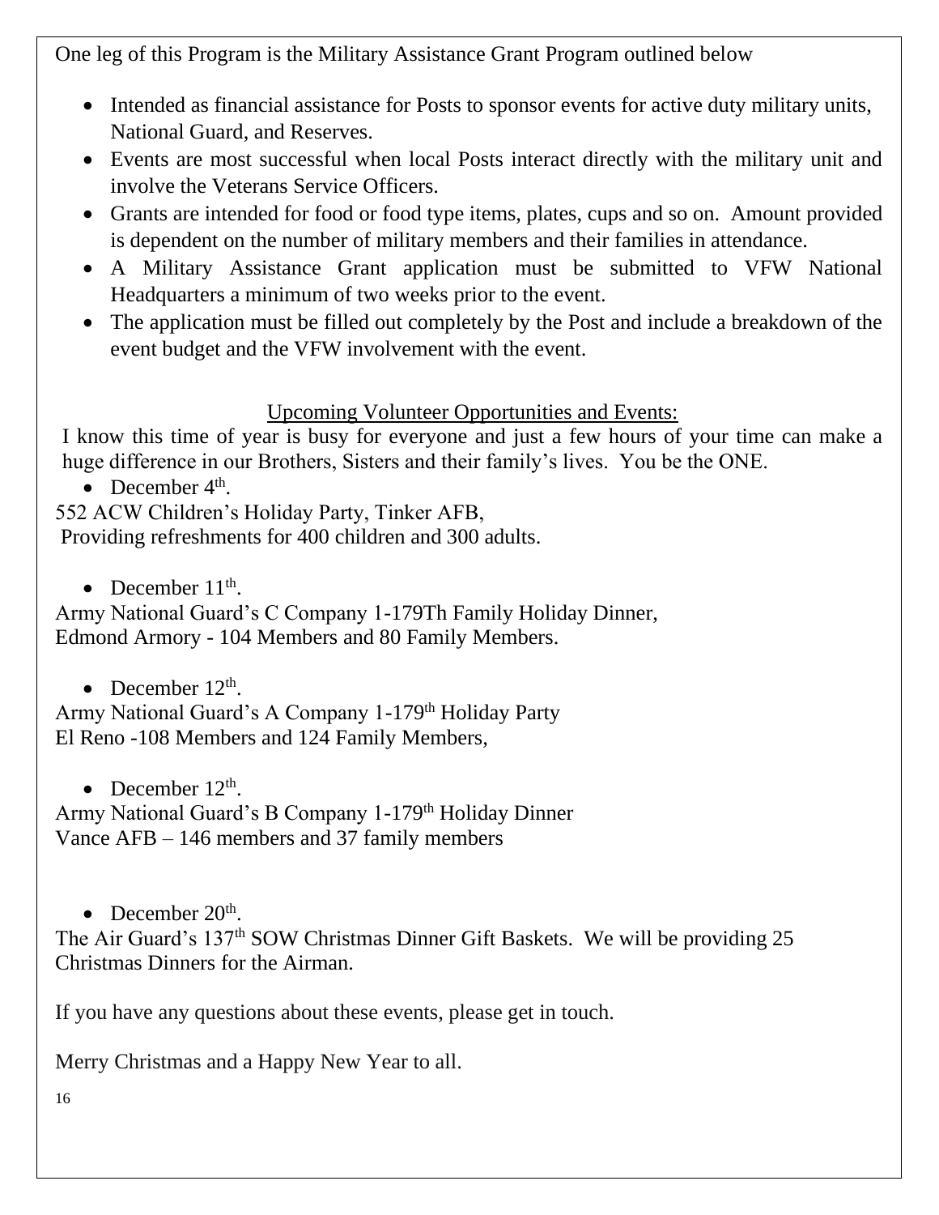One leg of this Program is the Military Assistance Grant Program outlined below

- Intended as financial assistance for Posts to sponsor events for active duty military units, National Guard, and Reserves.
- Events are most successful when local Posts interact directly with the military unit and involve the Veterans Service Officers.
- Grants are intended for food or food type items, plates, cups and so on. Amount provided is dependent on the number of military members and their families in attendance.
- A Military Assistance Grant application must be submitted to VFW National Headquarters a minimum of two weeks prior to the event.
- The application must be filled out completely by the Post and include a breakdown of the event budget and the VFW involvement with the event.

<u>Upcoming Volunteer Opportunities and Events:</u>

I know this time of year is busy for everyone and just a few hours of your time can make a huge difference in our Brothers, Sisters and their family's lives. You be the ONE.

- December 4th.

552 ACW Children's Holiday Party, Tinker AFB,
Providing refreshments for 400 children and 300 adults.

- December 11th.

Army National Guard's C Company 1-179Th Family Holiday Dinner,
Edmond Armory - 104 Members and 80 Family Members.

- December 12th.

Army National Guard's A Company 1-179th Holiday Party
El Reno -108 Members and 124 Family Members,

- December 12th.

Army National Guard's B Company 1-179th Holiday Dinner
Vance AFB – 146 members and 37 family members

- December 20th.

The Air Guard's 137th SOW Christmas Dinner Gift Baskets. We will be providing 25 Christmas Dinners for the Airman.

If you have any questions about these events, please get in touch.

Merry Christmas and a Happy New Year to all.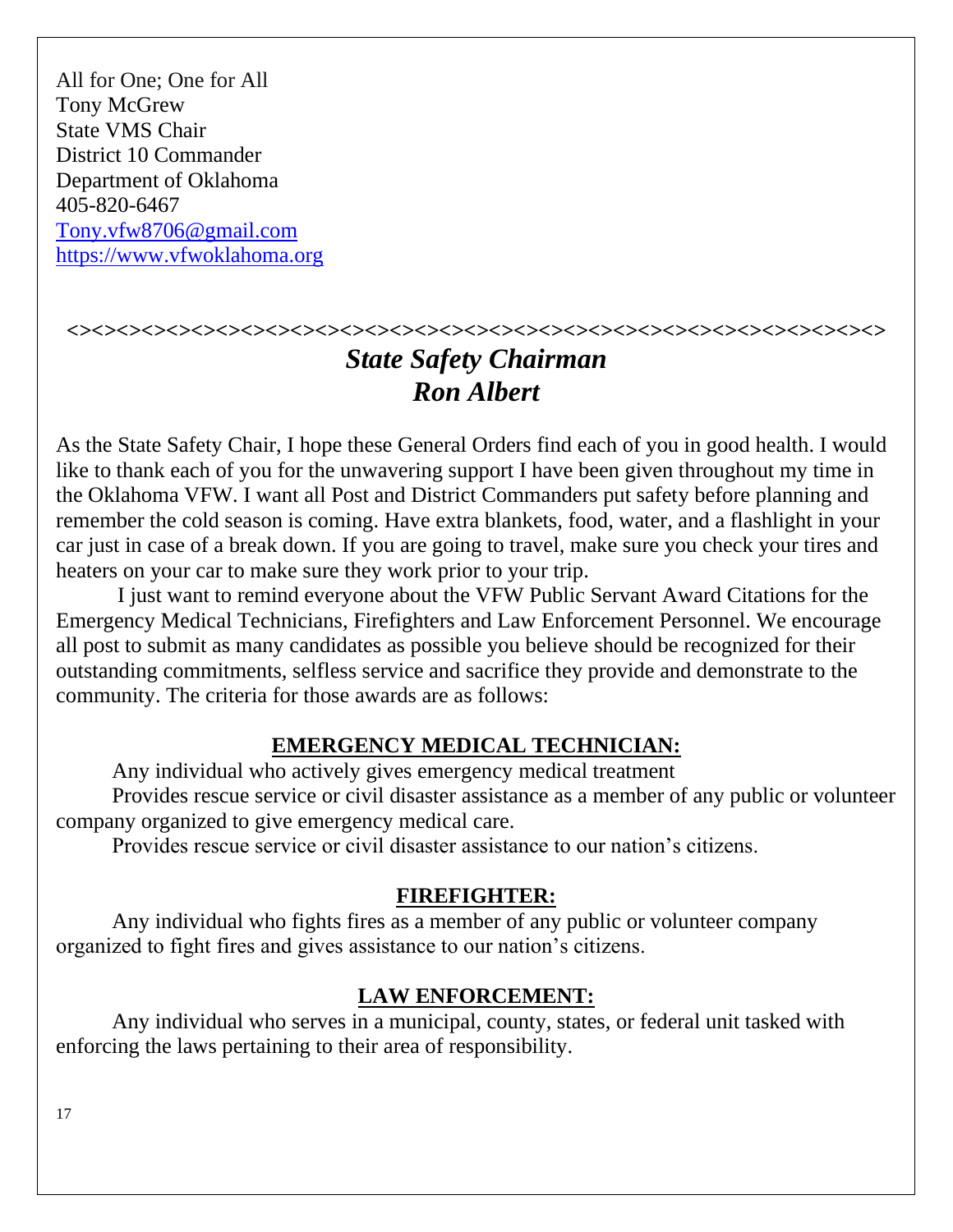All for One; One for All
Tony McGrew
State VMS Chair
District 10 Commander
Department of Oklahoma
405-820-6467
[Tony.vfw8706@gmail.com](mailto:Tony.vfw8706@gmail.com)
[https://www.vfwoklahoma.org](https://www.vfwoklahoma.org)

<><><><><><><><><><><><><><><><><><><><><><><><><><><><><><><><><><><><>

## *State Safety Chairman*
## *Ron Albert*

As the State Safety Chair, I hope these General Orders find each of you in good health. I would like to thank each of you for the unwavering support I have been given throughout my time in the Oklahoma VFW. I want all Post and District Commanders put safety before planning and remember the cold season is coming. Have extra blankets, food, water, and a flashlight in your car just in case of a break down. If you are going to travel, make sure you check your tires and heaters on your car to make sure they work prior to your trip.

I just want to remind everyone about the VFW Public Servant Award Citations for the Emergency Medical Technicians, Firefighters and Law Enforcement Personnel. We encourage all post to submit as many candidates as possible you believe should be recognized for their outstanding commitments, selfless service and sacrifice they provide and demonstrate to the community. The criteria for those awards are as follows:

### EMERGENCY MEDICAL TECHNICIAN:

Any individual who actively gives emergency medical treatment

Provides rescue service or civil disaster assistance as a member of any public or volunteer company organized to give emergency medical care.

Provides rescue service or civil disaster assistance to our nation's citizens.

### FIREFIGHTER:

Any individual who fights fires as a member of any public or volunteer company organized to fight fires and gives assistance to our nation's citizens.

### LAW ENFORCEMENT:

Any individual who serves in a municipal, county, states, or federal unit tasked with enforcing the laws pertaining to their area of responsibility.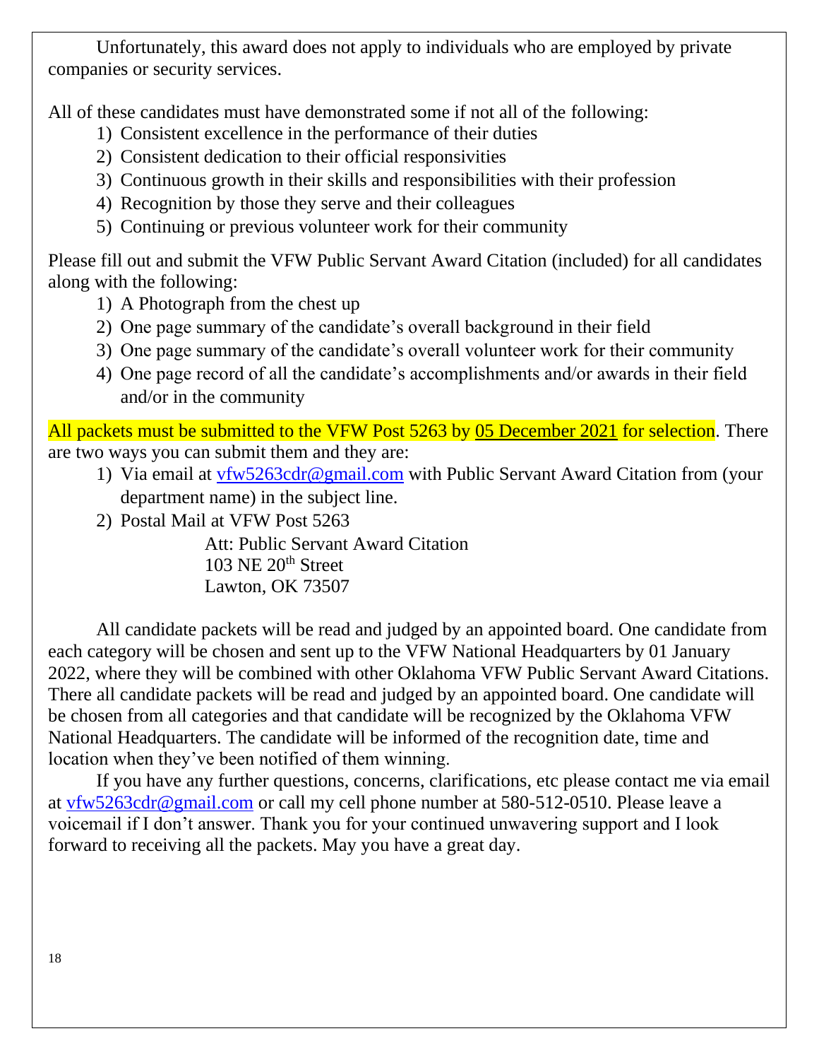Unfortunately, this award does not apply to individuals who are employed by private companies or security services.

All of these candidates must have demonstrated some if not all of the following:

1) Consistent excellence in the performance of their duties
2) Consistent dedication to their official responsivities
3) Continuous growth in their skills and responsibilities with their profession
4) Recognition by those they serve and their colleagues
5) Continuing or previous volunteer work for their community

Please fill out and submit the VFW Public Servant Award Citation (included) for all candidates along with the following:

1) A Photograph from the chest up
2) One page summary of the candidate's overall background in their field
3) One page summary of the candidate's overall volunteer work for their community
4) One page record of all the candidate's accomplishments and/or awards in their field and/or in the community

All packets must be submitted to the VFW Post 5263 by <u>05 December 2021</u> for selection. There are two ways you can submit them and they are:

1) Via email at vfw5263cdr@gmail.com with Public Servant Award Citation from (your department name) in the subject line.
2) Postal Mail at VFW Post 5263

   Att: Public Servant Award Citation
   103 NE 20th Street
   Lawton, OK 73507

All candidate packets will be read and judged by an appointed board. One candidate from each category will be chosen and sent up to the VFW National Headquarters by 01 January 2022, where they will be combined with other Oklahoma VFW Public Servant Award Citations. There all candidate packets will be read and judged by an appointed board. One candidate will be chosen from all categories and that candidate will be recognized by the Oklahoma VFW National Headquarters. The candidate will be informed of the recognition date, time and location when they've been notified of them winning.

If you have any further questions, concerns, clarifications, etc please contact me via email at vfw5263cdr@gmail.com or call my cell phone number at 580-512-0510. Please leave a voicemail if I don't answer. Thank you for your continued unwavering support and I look forward to receiving all the packets. May you have a great day.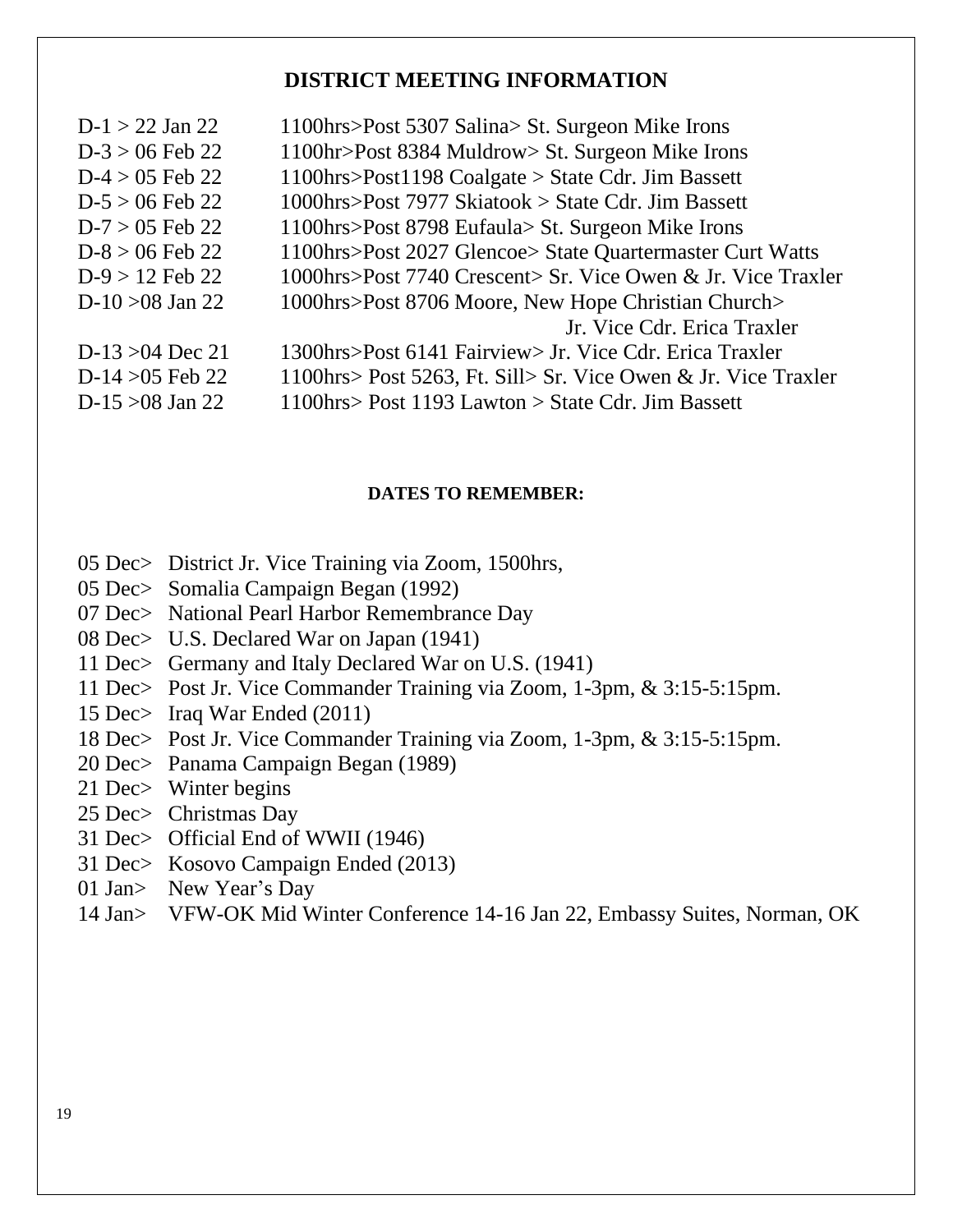## DISTRICT MEETING INFORMATION

| | |
|---|---|
| D-1 > 22 Jan 22 | 1100hrs>Post 5307 Salina> St. Surgeon Mike Irons |
| D-3 > 06 Feb 22 | 1100hr>Post 8384 Muldrow> St. Surgeon Mike Irons |
| D-4 > 05 Feb 22 | 1100hrs>Post1198 Coalgate > State Cdr. Jim Bassett |
| D-5 > 06 Feb 22 | 1000hrs>Post 7977 Skiatook > State Cdr. Jim Bassett |
| D-7 > 05 Feb 22 | 1100hrs>Post 8798 Eufaula> St. Surgeon Mike Irons |
| D-8 > 06 Feb 22 | 1100hrs>Post 2027 Glencoe> State Quartermaster Curt Watts |
| D-9 > 12 Feb 22 | 1000hrs>Post 7740 Crescent> Sr. Vice Owen & Jr. Vice Traxler |
| D-10 >08 Jan 22 | 1000hrs>Post 8706 Moore, New Hope Christian Church> Jr. Vice Cdr. Erica Traxler |
| D-13 >04 Dec 21 | 1300hrs>Post 6141 Fairview> Jr. Vice Cdr. Erica Traxler |
| D-14 >05 Feb 22 | 1100hrs> Post 5263, Ft. Sill> Sr. Vice Owen & Jr. Vice Traxler |
| D-15 >08 Jan 22 | 1100hrs> Post 1193 Lawton > State Cdr. Jim Bassett |

**DATES TO REMEMBER:**

05 Dec> District Jr. Vice Training via Zoom, 1500hrs,
05 Dec> Somalia Campaign Began (1992)
07 Dec> National Pearl Harbor Remembrance Day
08 Dec> U.S. Declared War on Japan (1941)
11 Dec> Germany and Italy Declared War on U.S. (1941)
11 Dec> Post Jr. Vice Commander Training via Zoom, 1-3pm, & 3:15-5:15pm.
15 Dec> Iraq War Ended (2011)
18 Dec> Post Jr. Vice Commander Training via Zoom, 1-3pm, & 3:15-5:15pm.
20 Dec> Panama Campaign Began (1989)
21 Dec> Winter begins
25 Dec> Christmas Day
31 Dec> Official End of WWII (1946)
31 Dec> Kosovo Campaign Ended (2013)
01 Jan> New Year's Day
14 Jan> VFW-OK Mid Winter Conference 14-16 Jan 22, Embassy Suites, Norman, OK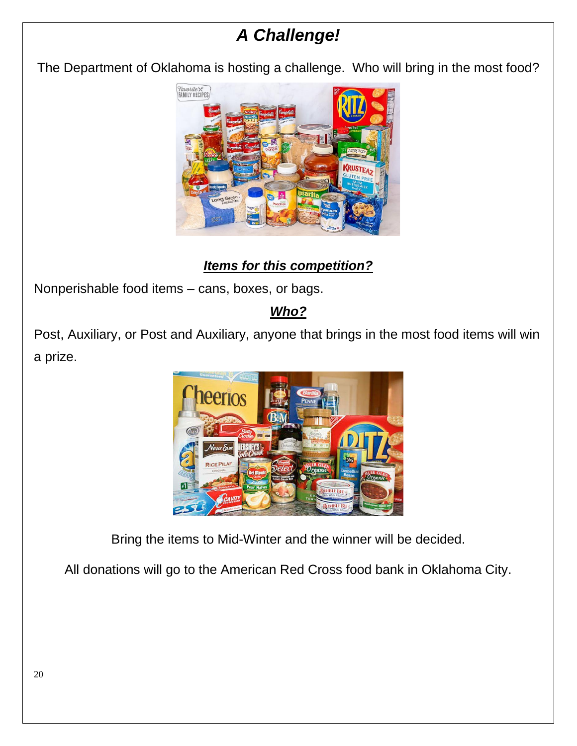# *A Challenge!*

The Department of Oklahoma is hosting a challenge.  Who will bring in the most food?

### ***Items for this competition?***

Nonperishable food items – cans, boxes, or bags.

### ***Who?***

Post, Auxiliary, or Post and Auxiliary, anyone that brings in the most food items will win a prize.

Bring the items to Mid-Winter and the winner will be decided.

All donations will go to the American Red Cross food bank in Oklahoma City.